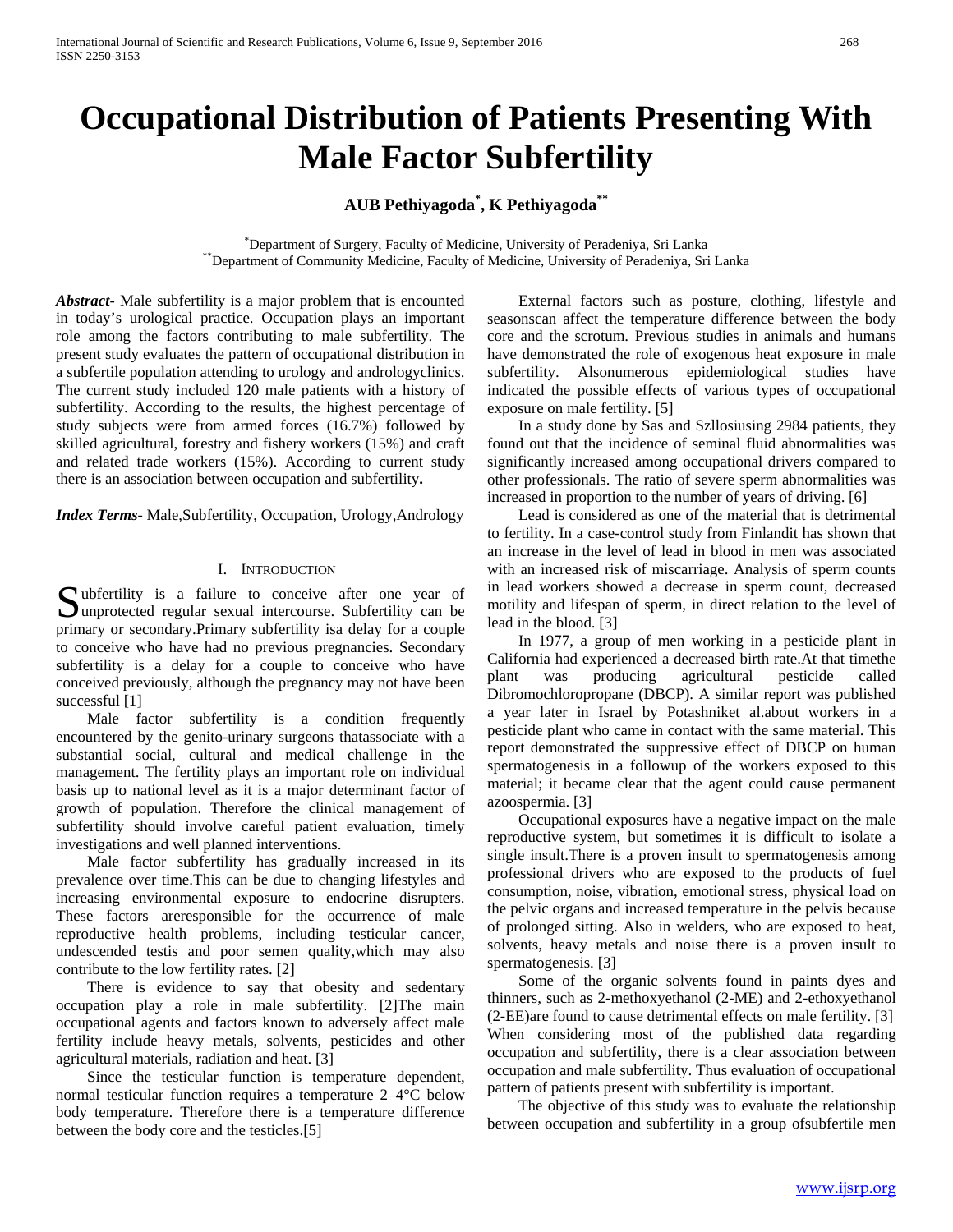# Occupational Distribution of Patients Presenting With Male Factor Subfertility

**AUB Pethiyagoda[*], K Pethiyagoda[**]**

[*]Department of Surgery, Faculty of Medicine, University of Peradeniya, Sri Lanka
[**]Department of Community Medicine, Faculty of Medicine, University of Peradeniya, Sri Lanka

***Abstract-*** Male subfertility is a major problem that is encountered in today's urological practice. Occupation plays an important role among the factors contributing to male subfertility. The present study evaluates the pattern of occupational distribution in a subfertile population attending to urology and andrologyclinics. The current study included 120 male patients with a history of subfertility. According to the results, the highest percentage of study subjects were from armed forces (16.7%) followed by skilled agricultural, forestry and fishery workers (15%) and craft and related trade workers (15%). According to current study there is an association between occupation and subfertility**.**

***Index Terms***- Male,Subfertility, Occupation, Urology,Andrology

## I. Introduction

Subfertility is a failure to conceive after one year of unprotected regular sexual intercourse. Subfertility can be primary or secondary.Primary subfertility isa delay for a couple to conceive who have had no previous pregnancies. Secondary subfertility is a delay for a couple to conceive who have conceived previously, although the pregnancy may not have been successful [1]

Male factor subfertility is a condition frequently encountered by the genito-urinary surgeons thatassociate with a substantial social, cultural and medical challenge in the management. The fertility plays an important role on individual basis up to national level as it is a major determinant factor of growth of population. Therefore the clinical management of subfertility should involve careful patient evaluation, timely investigations and well planned interventions.

Male factor subfertility has gradually increased in its prevalence over time.This can be due to changing lifestyles and increasing environmental exposure to endocrine disrupters. These factors areresponsible for the occurrence of male reproductive health problems, including testicular cancer, undescended testis and poor semen quality,which may also contribute to the low fertility rates. [2]

There is evidence to say that obesity and sedentary occupation play a role in male subfertility. [2]The main occupational agents and factors known to adversely affect male fertility include heavy metals, solvents, pesticides and other agricultural materials, radiation and heat. [3]

Since the testicular function is temperature dependent, normal testicular function requires a temperature 2–4°C below body temperature. Therefore there is a temperature difference between the body core and the testicles.[5]

External factors such as posture, clothing, lifestyle and seasonscan affect the temperature difference between the body core and the scrotum. Previous studies in animals and humans have demonstrated the role of exogenous heat exposure in male subfertility. Alsonumerous epidemiological studies have indicated the possible effects of various types of occupational exposure on male fertility. [5]

In a study done by Sas and Szllosiusing 2984 patients, they found out that the incidence of seminal fluid abnormalities was significantly increased among occupational drivers compared to other professionals. The ratio of severe sperm abnormalities was increased in proportion to the number of years of driving. [6]

Lead is considered as one of the material that is detrimental to fertility. In a case-control study from Finlandit has shown that an increase in the level of lead in blood in men was associated with an increased risk of miscarriage. Analysis of sperm counts in lead workers showed a decrease in sperm count, decreased motility and lifespan of sperm, in direct relation to the level of lead in the blood. [3]

In 1977, a group of men working in a pesticide plant in California had experienced a decreased birth rate.At that timethe plant was producing agricultural pesticide called Dibromochloropropane (DBCP). A similar report was published a year later in Israel by Potashniket al.about workers in a pesticide plant who came in contact with the same material. This report demonstrated the suppressive effect of DBCP on human spermatogenesis in a followup of the workers exposed to this material; it became clear that the agent could cause permanent azoospermia. [3]

Occupational exposures have a negative impact on the male reproductive system, but sometimes it is difficult to isolate a single insult.There is a proven insult to spermatogenesis among professional drivers who are exposed to the products of fuel consumption, noise, vibration, emotional stress, physical load on the pelvic organs and increased temperature in the pelvis because of prolonged sitting. Also in welders, who are exposed to heat, solvents, heavy metals and noise there is a proven insult to spermatogenesis. [3]

Some of the organic solvents found in paints dyes and thinners, such as 2-methoxyethanol (2-ME) and 2-ethoxyethanol (2-EE)are found to cause detrimental effects on male fertility. [3] When considering most of the published data regarding occupation and subfertility, there is a clear association between occupation and male subfertility. Thus evaluation of occupational pattern of patients present with subfertility is important.

The objective of this study was to evaluate the relationship between occupation and subfertility in a group ofsubfertile men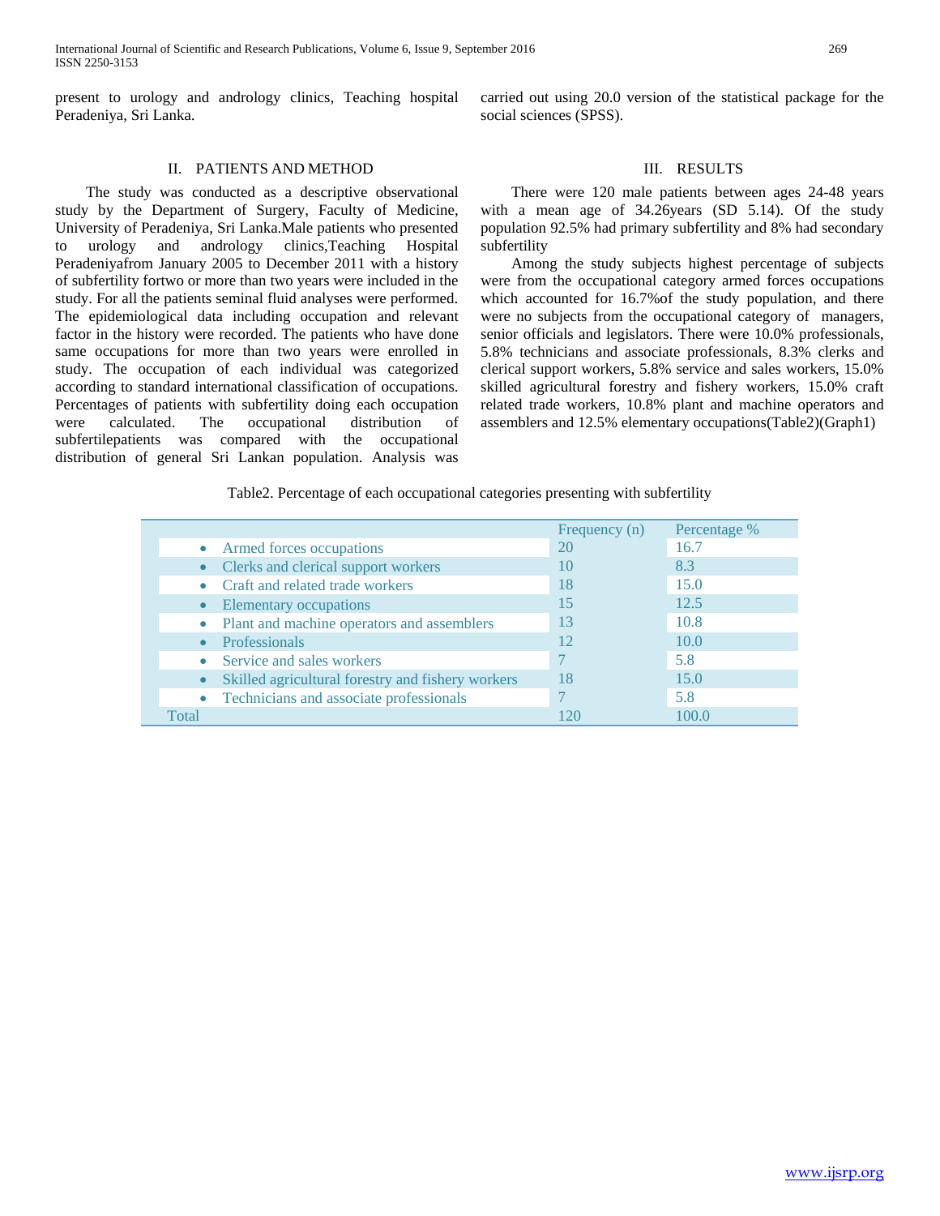present to urology and andrology clinics, Teaching hospital Peradeniya, Sri Lanka.

## II. PATIENTS AND METHOD

The study was conducted as a descriptive observational study by the Department of Surgery, Faculty of Medicine, University of Peradeniya, Sri Lanka.Male patients who presented to urology and andrology clinics,Teaching Hospital Peradeniyafrom January 2005 to December 2011 with a history of subfertility fortwo or more than two years were included in the study. For all the patients seminal fluid analyses were performed. The epidemiological data including occupation and relevant factor in the history were recorded. The patients who have done same occupations for more than two years were enrolled in study. The occupation of each individual was categorized according to standard international classification of occupations. Percentages of patients with subfertility doing each occupation were calculated. The occupational distribution of subfertilepatients was compared with the occupational distribution of general Sri Lankan population. Analysis was carried out using 20.0 version of the statistical package for the social sciences (SPSS).

## III. RESULTS

There were 120 male patients between ages 24-48 years with a mean age of 34.26years (SD 5.14). Of the study population 92.5% had primary subfertility and 8% had secondary subfertility

Among the study subjects highest percentage of subjects were from the occupational category armed forces occupations which accounted for 16.7%of the study population, and there were no subjects from the occupational category of managers, senior officials and legislators. There were 10.0% professionals, 5.8% technicians and associate professionals, 8.3% clerks and clerical support workers, 5.8% service and sales workers, 15.0% skilled agricultural forestry and fishery workers, 15.0% craft related trade workers, 10.8% plant and machine operators and assemblers and 12.5% elementary occupations(Table2)(Graph1)

Table2. Percentage of each occupational categories presenting with subfertility

| | Frequency (n) | Percentage % |
|---|---|---|
| • Armed forces occupations | 20 | 16.7 |
| • Clerks and clerical support workers | 10 | 8.3 |
| • Craft and related trade workers | 18 | 15.0 |
| • Elementary occupations | 15 | 12.5 |
| • Plant and machine operators and assemblers | 13 | 10.8 |
| • Professionals | 12 | 10.0 |
| • Service and sales workers | 7 | 5.8 |
| • Skilled agricultural forestry and fishery workers | 18 | 15.0 |
| • Technicians and associate professionals | 7 | 5.8 |
| Total | 120 | 100.0 |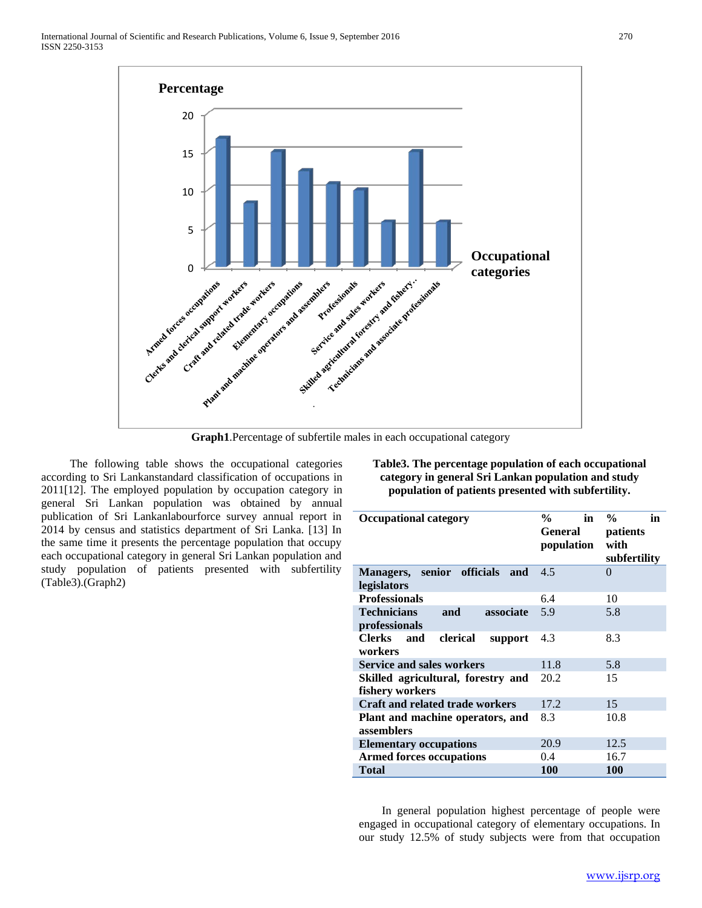Graph1.Percentage of subfertile males in each occupational category

The following table shows the occupational categories according to Sri Lankanstandard classification of occupations in 2011[12]. The employed population by occupation category in general Sri Lankan population was obtained by annual publication of Sri Lankanlabourforce survey annual report in 2014 by census and statistics department of Sri Lanka. [13] In the same time it presents the percentage population that occupy each occupational category in general Sri Lankan population and study population of patients presented with subfertility (Table3).(Graph2)

**Table3. The percentage population of each occupational category in general Sri Lankan population and study population of patients presented with subfertility.**

| Occupational category | % in General population | % in patients with subfertility |
|---|---|---|
| **Managers, senior officials and legislators** | 4.5 | 0 |
| **Professionals** | 6.4 | 10 |
| **Technicians and associate professionals** | 5.9 | 5.8 |
| **Clerks and clerical support workers** | 4.3 | 8.3 |
| **Service and sales workers** | 11.8 | 5.8 |
| **Skilled agricultural, forestry and fishery workers** | 20.2 | 15 |
| **Craft and related trade workers** | 17.2 | 15 |
| **Plant and machine operators, and assemblers** | 8.3 | 10.8 |
| **Elementary occupations** | 20.9 | 12.5 |
| **Armed forces occupations** | 0.4 | 16.7 |
| **Total** | **100** | **100** |

In general population highest percentage of people were engaged in occupational category of elementary occupations. In our study 12.5% of study subjects were from that occupation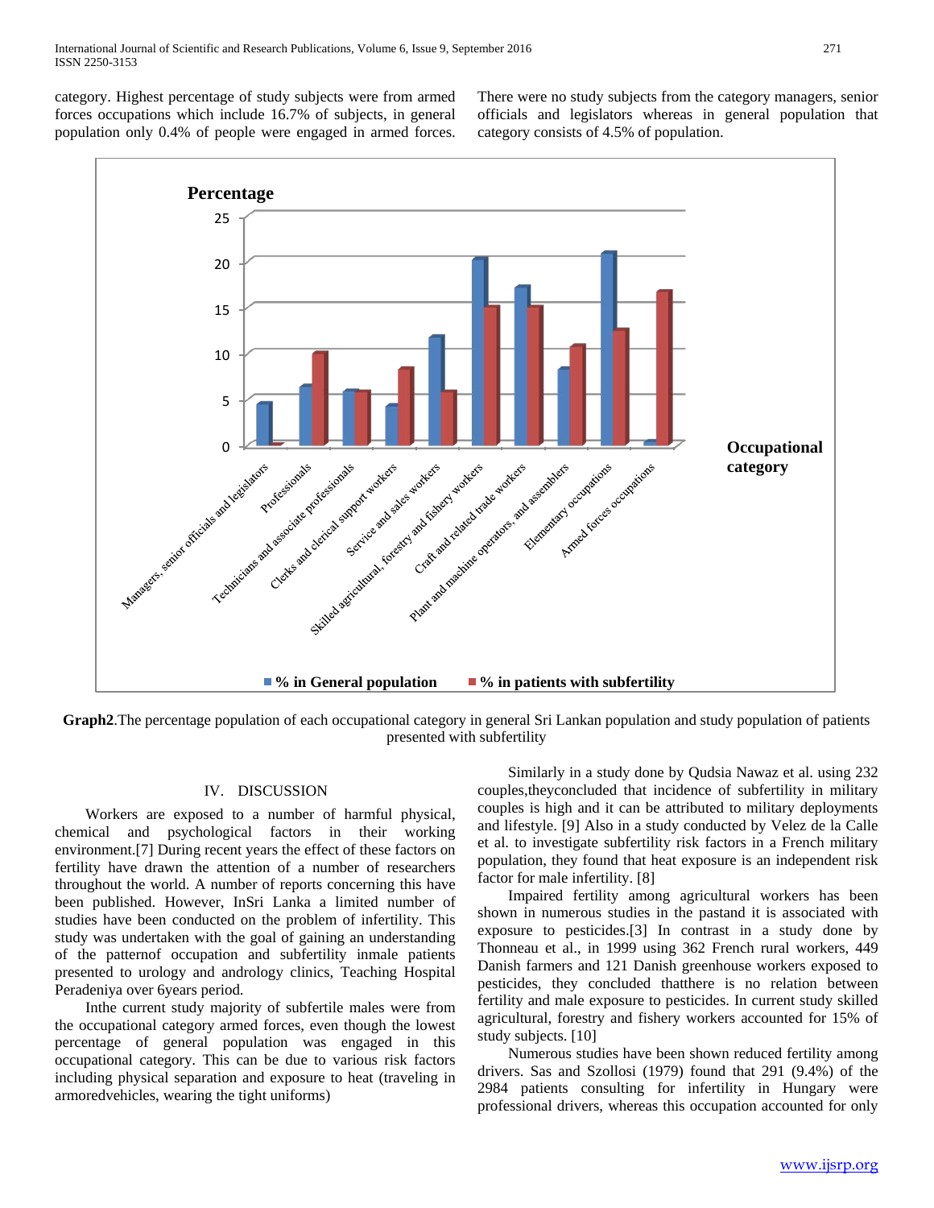category. Highest percentage of study subjects were from armed forces occupations which include 16.7% of subjects, in general population only 0.4% of people were engaged in armed forces. There were no study subjects from the category managers, senior officials and legislators whereas in general population that category consists of 4.5% of population.

**Graph2**.The percentage population of each occupational category in general Sri Lankan population and study population of patients presented with subfertility

## IV. DISCUSSION

Workers are exposed to a number of harmful physical, chemical and psychological factors in their working environment.[7] During recent years the effect of these factors on fertility have drawn the attention of a number of researchers throughout the world. A number of reports concerning this have been published. However, InSri Lanka a limited number of studies have been conducted on the problem of infertility. This study was undertaken with the goal of gaining an understanding of the patternof occupation and subfertility inmale patients presented to urology and andrology clinics, Teaching Hospital Peradeniya over 6years period.

Inthe current study majority of subfertile males were from the occupational category armed forces, even though the lowest percentage of general population was engaged in this occupational category. This can be due to various risk factors including physical separation and exposure to heat (traveling in armoredvehicles, wearing the tight uniforms)

Similarly in a study done by Qudsia Nawaz et al. using 232 couples,theyconcluded that incidence of subfertility in military couples is high and it can be attributed to military deployments and lifestyle. [9] Also in a study conducted by Velez de la Calle et al. to investigate subfertility risk factors in a French military population, they found that heat exposure is an independent risk factor for male infertility. [8]

Impaired fertility among agricultural workers has been shown in numerous studies in the pastand it is associated with exposure to pesticides.[3] In contrast in a study done by Thonneau et al., in 1999 using 362 French rural workers, 449 Danish farmers and 121 Danish greenhouse workers exposed to pesticides, they concluded thatthere is no relation between fertility and male exposure to pesticides. In current study skilled agricultural, forestry and fishery workers accounted for 15% of study subjects. [10]

Numerous studies have been shown reduced fertility among drivers. Sas and Szollosi (1979) found that 291 (9.4%) of the 2984 patients consulting for infertility in Hungary were professional drivers, whereas this occupation accounted for only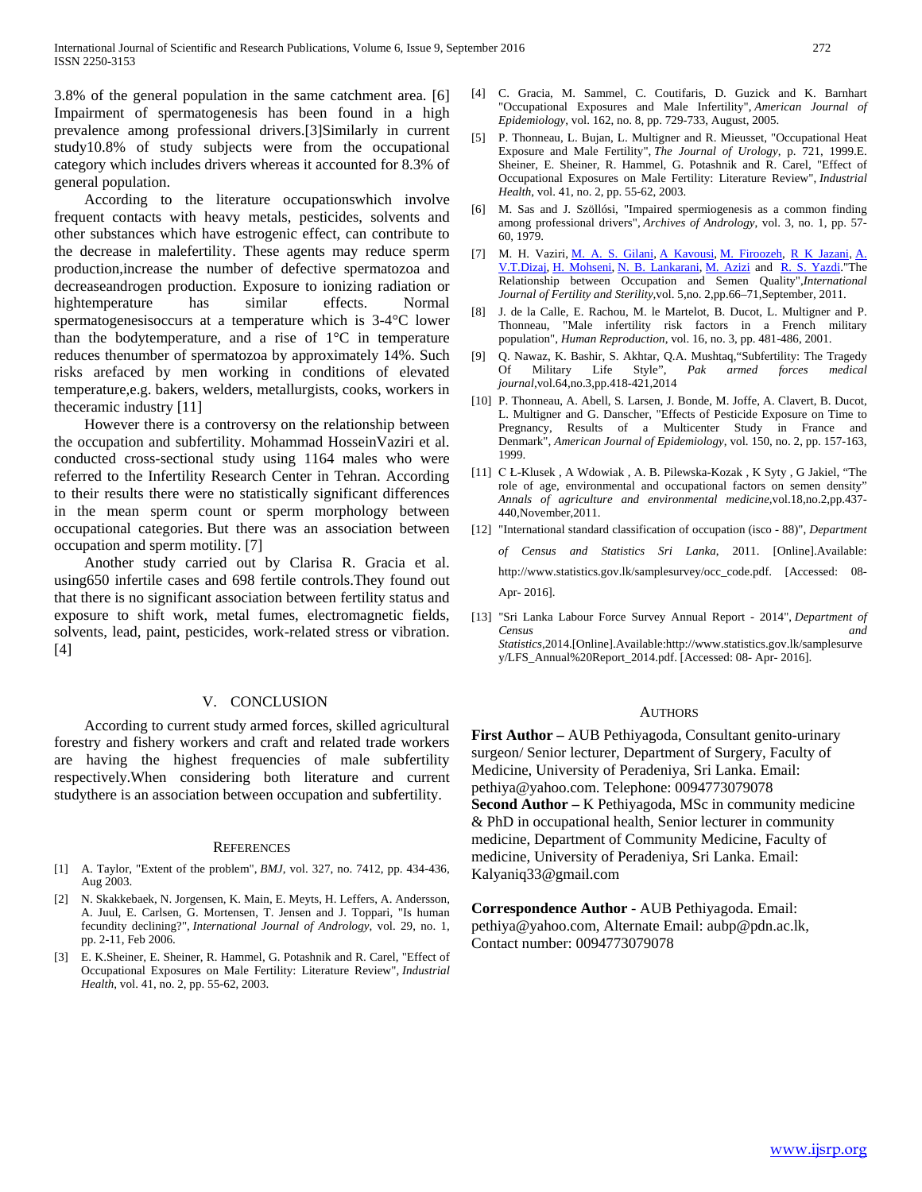3.8% of the general population in the same catchment area. [6] Impairment of spermatogenesis has been found in a high prevalence among professional drivers.[3]Similarly in current study10.8% of study subjects were from the occupational category which includes drivers whereas it accounted for 8.3% of general population.

According to the literature occupationswhich involve frequent contacts with heavy metals, pesticides, solvents and other substances which have estrogenic effect, can contribute to the decrease in malefertility. These agents may reduce sperm production,increase the number of defective spermatozoa and decreaseandrogen production. Exposure to ionizing radiation or hightemperature has similar effects. Normal spermatogenesisoccurs at a temperature which is 3-4°C lower than the bodytemperature, and a rise of 1°C in temperature reduces thenumber of spermatozoa by approximately 14%. Such risks arefaced by men working in conditions of elevated temperature,e.g. bakers, welders, metallurgists, cooks, workers in theceramic industry [11]

However there is a controversy on the relationship between the occupation and subfertility. Mohammad HosseinVaziri et al. conducted cross-sectional study using 1164 males who were referred to the Infertility Research Center in Tehran. According to their results there were no statistically significant differences in the mean sperm count or sperm morphology between occupational categories. But there was an association between occupation and sperm motility. [7]

Another study carried out by Clarisa R. Gracia et al. using650 infertile cases and 698 fertile controls.They found out that there is no significant association between fertility status and exposure to shift work, metal fumes, electromagnetic fields, solvents, lead, paint, pesticides, work-related stress or vibration. [4]

## V. Conclusion

According to current study armed forces, skilled agricultural forestry and fishery workers and craft and related trade workers are having the highest frequencies of male subfertility respectively.When considering both literature and current studythere is an association between occupation and subfertility.

## References

[1] A. Taylor, "Extent of the problem", *BMJ*, vol. 327, no. 7412, pp. 434-436, Aug 2003.

[2] N. Skakkebaek, N. Jorgensen, K. Main, E. Meyts, H. Leffers, A. Andersson, A. Juul, E. Carlsen, G. Mortensen, T. Jensen and J. Toppari, "Is human fecundity declining?", *International Journal of Andrology*, vol. 29, no. 1, pp. 2-11, Feb 2006.

[3] E. K.Sheiner, E. Sheiner, R. Hammel, G. Potashnik and R. Carel, "Effect of Occupational Exposures on Male Fertility: Literature Review", *Industrial Health*, vol. 41, no. 2, pp. 55-62, 2003.

[4] C. Gracia, M. Sammel, C. Coutifaris, D. Guzick and K. Barnhart "Occupational Exposures and Male Infertility", *American Journal of Epidemiology*, vol. 162, no. 8, pp. 729-733, August, 2005.

[5] P. Thonneau, L. Bujan, L. Multigner and R. Mieusset, "Occupational Heat Exposure and Male Fertility", *The Journal of Urology*, p. 721, 1999.E. Sheiner, E. Sheiner, R. Hammel, G. Potashnik and R. Carel, "Effect of Occupational Exposures on Male Fertility: Literature Review", *Industrial Health*, vol. 41, no. 2, pp. 55-62, 2003.

[6] M. Sas and J. Szöllósi, "Impaired spermiogenesis as a common finding among professional drivers", *Archives of Andrology*, vol. 3, no. 1, pp. 57-60, 1979.

[7] M. H. Vaziri, M. A. S. Gilani, A Kavousi, M. Firoozeh, R K Jazani, A. V.T.Dizaj, H. Mohseni, N. B. Lankarani, M. Azizi and R. S. Yazdi."The Relationship between Occupation and Semen Quality",*International Journal of Fertility and Sterility*,vol. 5,no. 2,pp.66–71,September, 2011.

[8] J. de la Calle, E. Rachou, M. le Martelot, B. Ducot, L. Multigner and P. Thonneau, "Male infertility risk factors in a French military population", *Human Reproduction*, vol. 16, no. 3, pp. 481-486, 2001.

[9] Q. Nawaz, K. Bashir, S. Akhtar, Q.A. Mushtaq,"Subfertility: The Tragedy Of Military Life Style", *Pak armed forces medical journal*,vol.64,no.3,pp.418-421,2014

[10] P. Thonneau, A. Abell, S. Larsen, J. Bonde, M. Joffe, A. Clavert, B. Ducot, L. Multigner and G. Danscher, "Effects of Pesticide Exposure on Time to Pregnancy, Results of a Multicenter Study in France and Denmark", *American Journal of Epidemiology*, vol. 150, no. 2, pp. 157-163, 1999.

[11] C Ł-Klusek , A Wdowiak , A. B. Pilewska-Kozak , K Syty , G Jakiel, "The role of age, environmental and occupational factors on semen density" *Annals of agriculture and environmental medicine*,vol.18,no.2,pp.437-440,November,2011.

[12] "International standard classification of occupation (isco - 88)", *Department of Census and Statistics Sri Lanka*, 2011. [Online].Available: http://www.statistics.gov.lk/samplesurvey/occ_code.pdf. [Accessed: 08-Apr- 2016].

[13] "Sri Lanka Labour Force Survey Annual Report - 2014", *Department of Census and Statistics*,2014.[Online].Available:http://www.statistics.gov.lk/samplesurvey/LFS_Annual%20Report_2014.pdf. [Accessed: 08- Apr- 2016].

## Authors

**First Author –** AUB Pethiyagoda, Consultant genito-urinary surgeon/ Senior lecturer, Department of Surgery, Faculty of Medicine, University of Peradeniya, Sri Lanka. Email: pethiya@yahoo.com. Telephone: 0094773079078

**Second Author –** K Pethiyagoda, MSc in community medicine & PhD in occupational health, Senior lecturer in community medicine, Department of Community Medicine, Faculty of medicine, University of Peradeniya, Sri Lanka. Email: Kalyaniq33@gmail.com

**Correspondence Author** - AUB Pethiyagoda. Email: pethiya@yahoo.com, Alternate Email: aubp@pdn.ac.lk, Contact number: 0094773079078